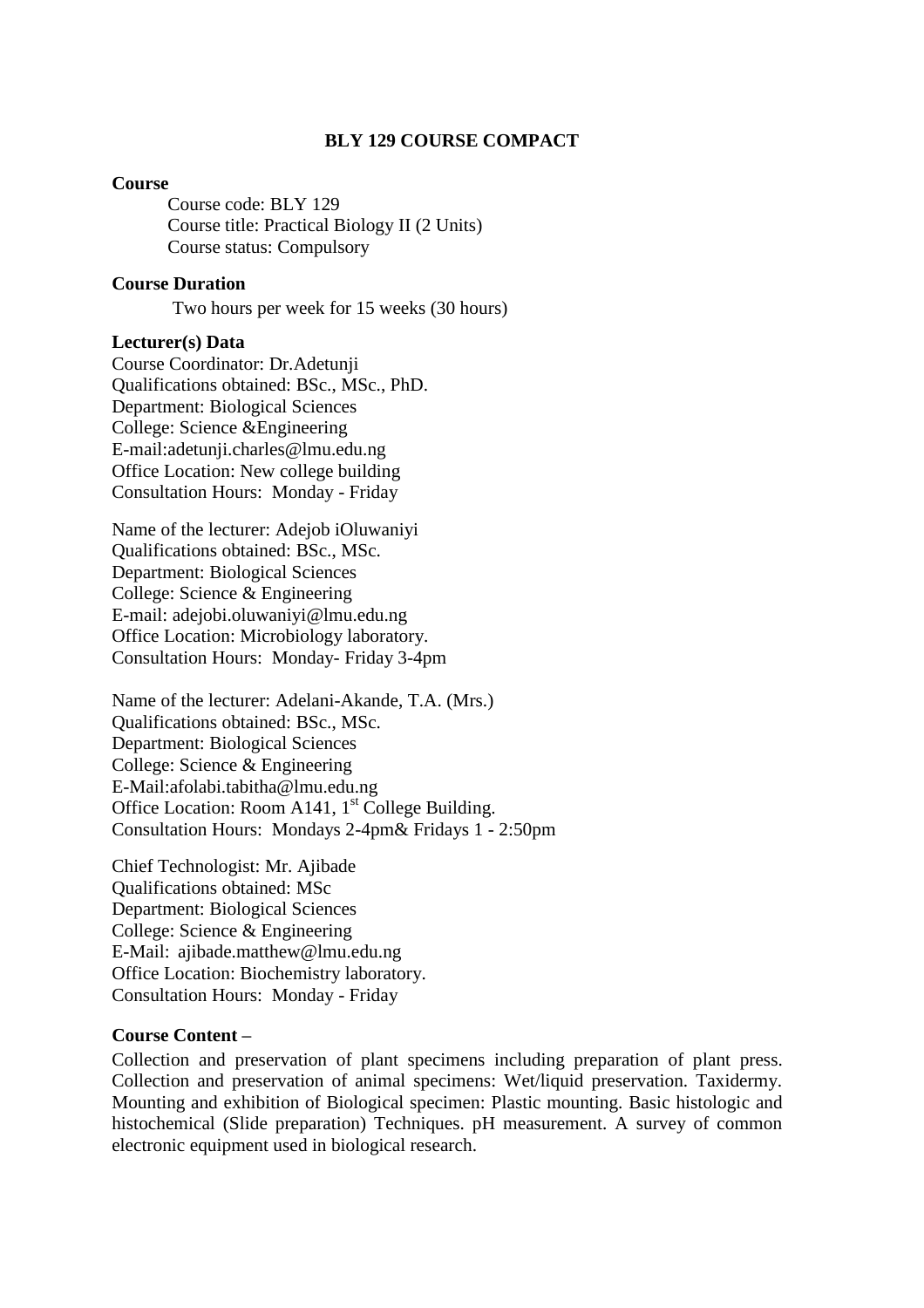# BLY 129 COURSE COMPACT

**Course**

Course code: BLY 129
Course title: Practical Biology II (2 Units)
Course status: Compulsory

**Course Duration**

Two hours per week for 15 weeks (30 hours)

**Lecturer(s) Data**

Course Coordinator: Dr.Adetunji
Qualifications obtained: BSc., MSc., PhD.
Department: Biological Sciences
College: Science &Engineering
E-mail:adetunji.charles@lmu.edu.ng
Office Location: New college building
Consultation Hours: Monday - Friday

Name of the lecturer: Adejob iOluwaniyi
Qualifications obtained: BSc., MSc.
Department: Biological Sciences
College: Science & Engineering
E-mail: adejobi.oluwaniyi@lmu.edu.ng
Office Location: Microbiology laboratory.
Consultation Hours: Monday- Friday 3-4pm

Name of the lecturer: Adelani-Akande, T.A. (Mrs.)
Qualifications obtained: BSc., MSc.
Department: Biological Sciences
College: Science & Engineering
E-Mail:afolabi.tabitha@lmu.edu.ng
Office Location: Room A141, 1st College Building.
Consultation Hours: Mondays 2-4pm& Fridays 1 - 2:50pm

Chief Technologist: Mr. Ajibade
Qualifications obtained: MSc
Department: Biological Sciences
College: Science & Engineering
E-Mail: ajibade.matthew@lmu.edu.ng
Office Location: Biochemistry laboratory.
Consultation Hours: Monday - Friday

**Course Content –**

Collection and preservation of plant specimens including preparation of plant press. Collection and preservation of animal specimens: Wet/liquid preservation. Taxidermy. Mounting and exhibition of Biological specimen: Plastic mounting. Basic histologic and histochemical (Slide preparation) Techniques. pH measurement. A survey of common electronic equipment used in biological research.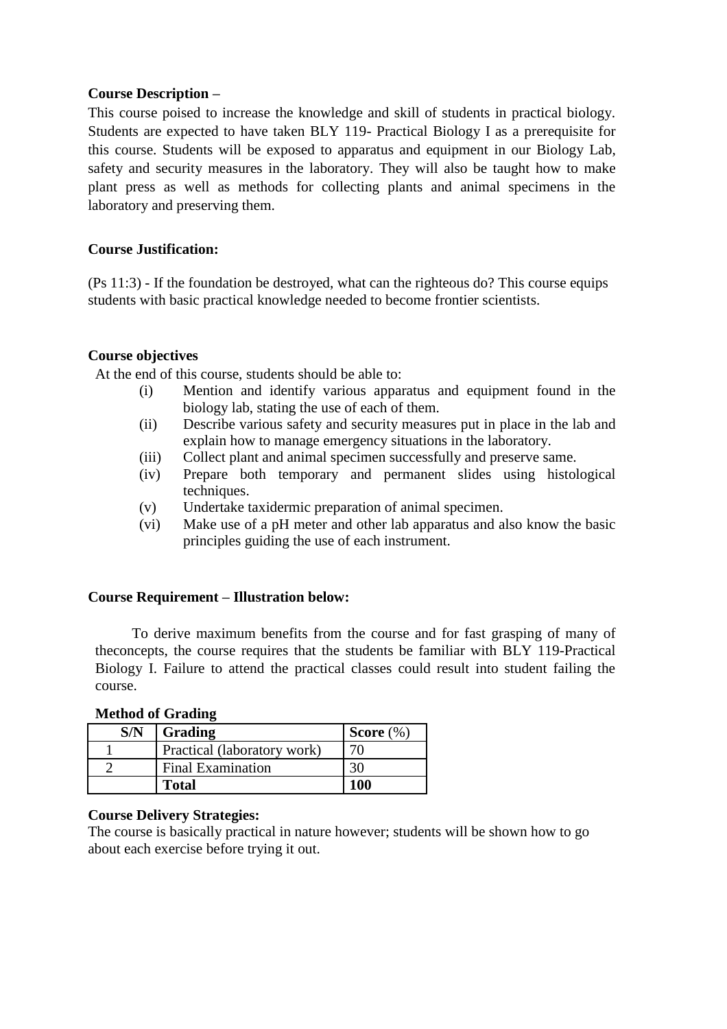**Course Description –**

This course poised to increase the knowledge and skill of students in practical biology. Students are expected to have taken BLY 119- Practical Biology I as a prerequisite for this course. Students will be exposed to apparatus and equipment in our Biology Lab, safety and security measures in the laboratory. They will also be taught how to make plant press as well as methods for collecting plants and animal specimens in the laboratory and preserving them.

**Course Justification:**

(Ps 11:3) - If the foundation be destroyed, what can the righteous do? This course equips students with basic practical knowledge needed to become frontier scientists.

**Course objectives**

At the end of this course, students should be able to:

- (i) Mention and identify various apparatus and equipment found in the biology lab, stating the use of each of them.
- (ii) Describe various safety and security measures put in place in the lab and explain how to manage emergency situations in the laboratory.
- (iii) Collect plant and animal specimen successfully and preserve same.
- (iv) Prepare both temporary and permanent slides using histological techniques.
- (v) Undertake taxidermic preparation of animal specimen.
- (vi) Make use of a pH meter and other lab apparatus and also know the basic principles guiding the use of each instrument.

**Course Requirement – Illustration below:**

To derive maximum benefits from the course and for fast grasping of many of theconcepts, the course requires that the students be familiar with BLY 119-Practical Biology I. Failure to attend the practical classes could result into student failing the course.

**Method of Grading**

| S/N | Grading | Score (%) |
|---|---|---|
| 1 | Practical (laboratory work) | 70 |
| 2 | Final Examination | 30 |
| | **Total** | **100** |

**Course Delivery Strategies:**

The course is basically practical in nature however; students will be shown how to go about each exercise before trying it out.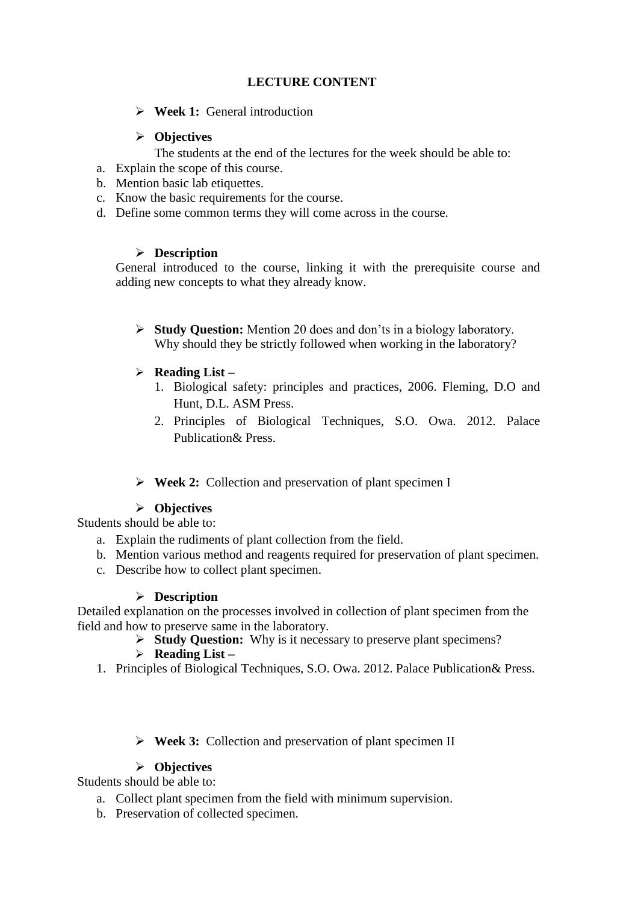## LECTURE CONTENT

- **Week 1:** General introduction
- **Objectives**

  The students at the end of the lectures for the week should be able to:

a. Explain the scope of this course.
b. Mention basic lab etiquettes.
c. Know the basic requirements for the course.
d. Define some common terms they will come across in the course.

- **Description**

General introduced to the course, linking it with the prerequisite course and adding new concepts to what they already know.

- **Study Question:** Mention 20 does and don't's in a biology laboratory. Why should they be strictly followed when working in the laboratory?
- **Reading List –**
  1. Biological safety: principles and practices, 2006. Fleming, D.O and Hunt, D.L. ASM Press.
  2. Principles of Biological Techniques, S.O. Owa. 2012. Palace Publication& Press.

- **Week 2:** Collection and preservation of plant specimen I
- **Objectives**

Students should be able to:

a. Explain the rudiments of plant collection from the field.
b. Mention various method and reagents required for preservation of plant specimen.
c. Describe how to collect plant specimen.

- **Description**

Detailed explanation on the processes involved in collection of plant specimen from the field and how to preserve same in the laboratory.

- **Study Question:** Why is it necessary to preserve plant specimens?
- **Reading List –**

1. Principles of Biological Techniques, S.O. Owa. 2012. Palace Publication& Press.

- **Week 3:** Collection and preservation of plant specimen II
- **Objectives**

Students should be able to:

a. Collect plant specimen from the field with minimum supervision.
b. Preservation of collected specimen.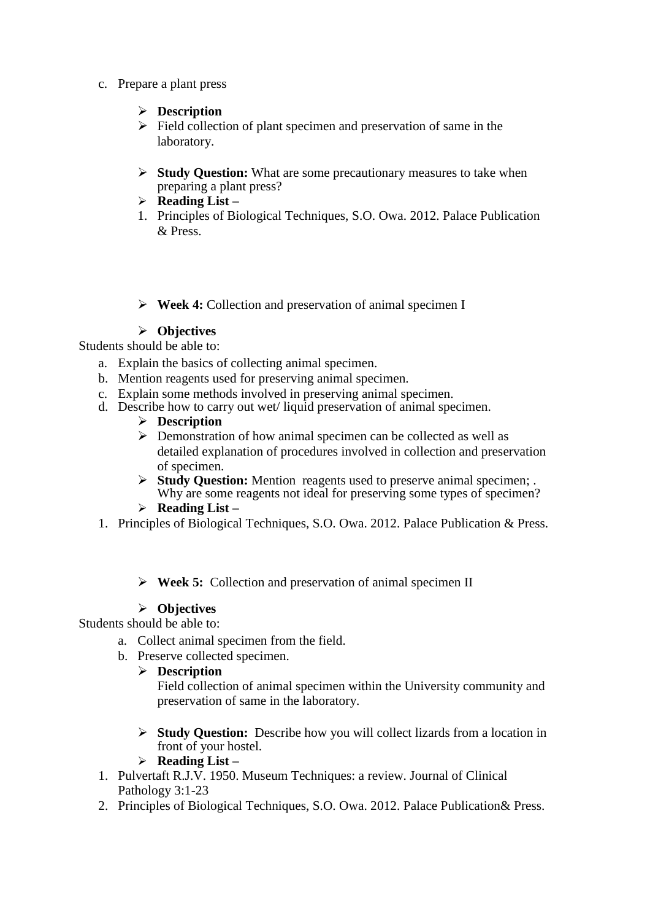c. Prepare a plant press

- **Description**
- Field collection of plant specimen and preservation of same in the laboratory.

- **Study Question:** What are some precautionary measures to take when preparing a plant press?
- **Reading List –**

1. Principles of Biological Techniques, S.O. Owa. 2012. Palace Publication & Press.

- **Week 4:** Collection and preservation of animal specimen I

- **Objectives**

Students should be able to:

a. Explain the basics of collecting animal specimen.
b. Mention reagents used for preserving animal specimen.
c. Explain some methods involved in preserving animal specimen.
d. Describe how to carry out wet/ liquid preservation of animal specimen.

- **Description**
- Demonstration of how animal specimen can be collected as well as detailed explanation of procedures involved in collection and preservation of specimen.
- **Study Question:** Mention reagents used to preserve animal specimen; . Why are some reagents not ideal for preserving some types of specimen?
- **Reading List –**

1. Principles of Biological Techniques, S.O. Owa. 2012. Palace Publication & Press.

- **Week 5:** Collection and preservation of animal specimen II

- **Objectives**

Students should be able to:

a. Collect animal specimen from the field.
b. Preserve collected specimen.

- **Description**

  Field collection of animal specimen within the University community and preservation of same in the laboratory.

- **Study Question:** Describe how you will collect lizards from a location in front of your hostel.
- **Reading List –**

1. Pulvertaft R.J.V. 1950. Museum Techniques: a review. Journal of Clinical Pathology 3:1-23
2. Principles of Biological Techniques, S.O. Owa. 2012. Palace Publication& Press.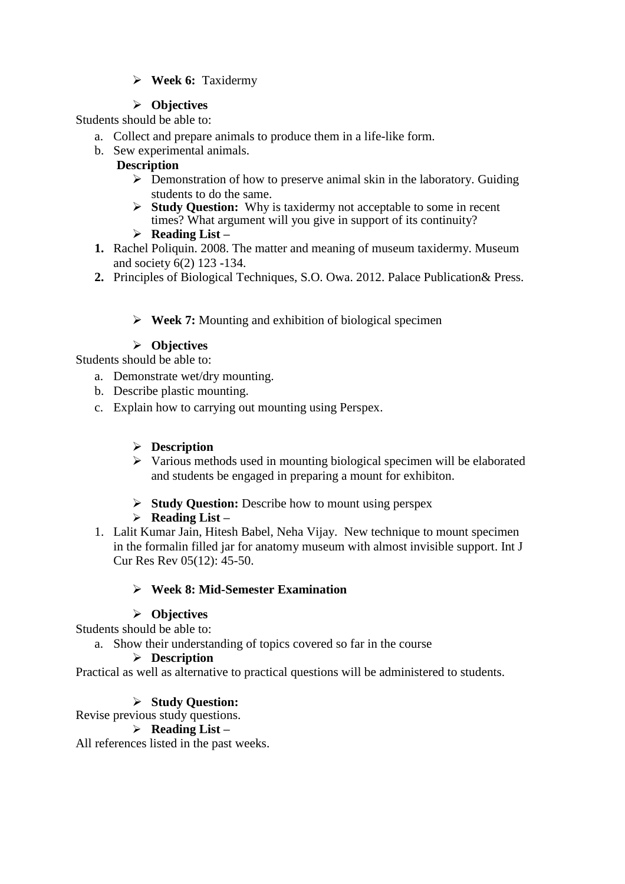- **Week 6:** Taxidermy

- **Objectives**

Students should be able to:

a. Collect and prepare animals to produce them in a life-like form.
b. Sew experimental animals.

**Description**

- Demonstration of how to preserve animal skin in the laboratory. Guiding students to do the same.
- **Study Question:** Why is taxidermy not acceptable to some in recent times? What argument will you give in support of its continuity?
- **Reading List –**

1. Rachel Poliquin. 2008. The matter and meaning of museum taxidermy. Museum and society 6(2) 123 -134.
2. Principles of Biological Techniques, S.O. Owa. 2012. Palace Publication& Press.

- **Week 7:** Mounting and exhibition of biological specimen

- **Objectives**

Students should be able to:

a. Demonstrate wet/dry mounting.
b. Describe plastic mounting.
c. Explain how to carrying out mounting using Perspex.

- **Description**
- Various methods used in mounting biological specimen will be elaborated and students be engaged in preparing a mount for exhibiton.

- **Study Question:** Describe how to mount using perspex
- **Reading List –**

1. Lalit Kumar Jain, Hitesh Babel, Neha Vijay. New technique to mount specimen in the formalin filled jar for anatomy museum with almost invisible support. Int J Cur Res Rev 05(12): 45-50.

- **Week 8: Mid-Semester Examination**

- **Objectives**

Students should be able to:

a. Show their understanding of topics covered so far in the course

- **Description**

Practical as well as alternative to practical questions will be administered to students.

- **Study Question:**

Revise previous study questions.

- **Reading List –**

All references listed in the past weeks.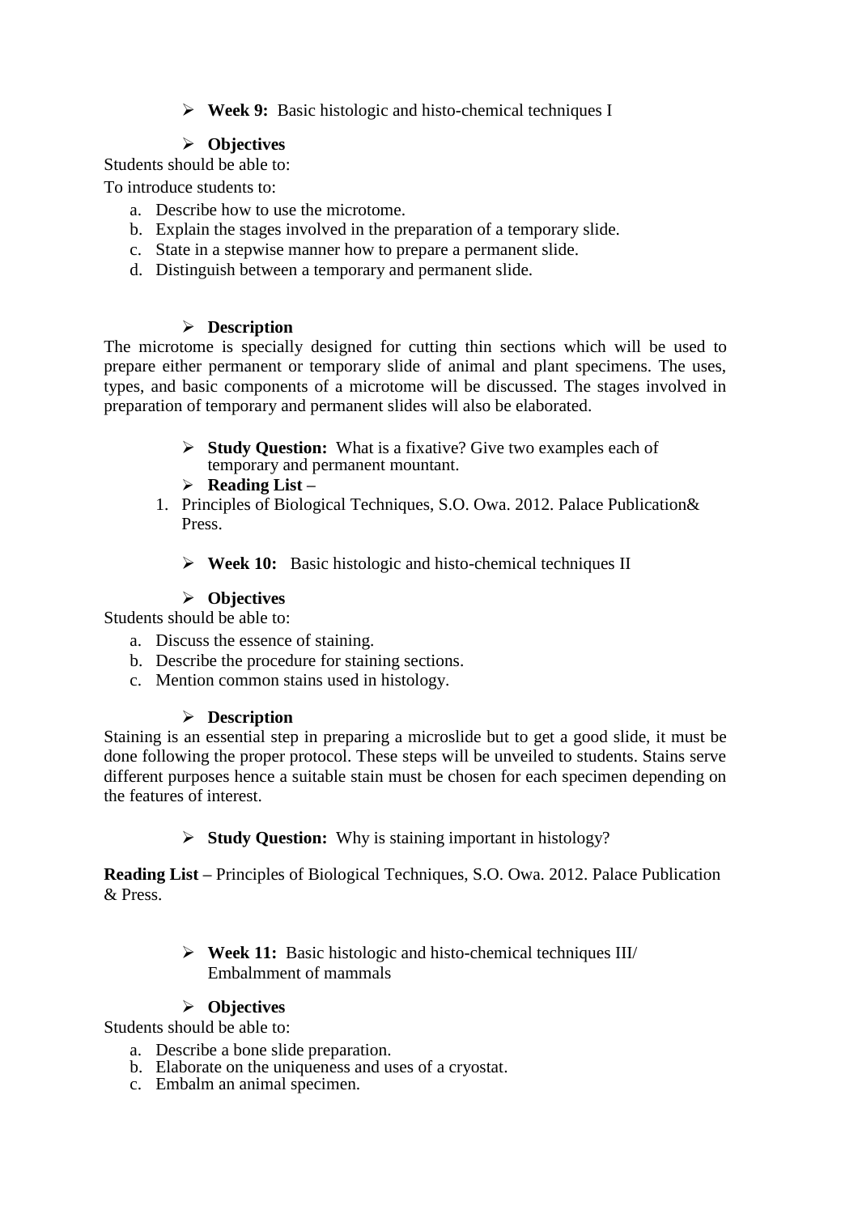- **Week 9:** Basic histologic and histo-chemical techniques I

- **Objectives**

Students should be able to:

To introduce students to:

a. Describe how to use the microtome.
b. Explain the stages involved in the preparation of a temporary slide.
c. State in a stepwise manner how to prepare a permanent slide.
d. Distinguish between a temporary and permanent slide.

- **Description**

The microtome is specially designed for cutting thin sections which will be used to prepare either permanent or temporary slide of animal and plant specimens. The uses, types, and basic components of a microtome will be discussed. The stages involved in preparation of temporary and permanent slides will also be elaborated.

- **Study Question:** What is a fixative? Give two examples each of temporary and permanent mountant.
- **Reading List –**

1. Principles of Biological Techniques, S.O. Owa. 2012. Palace Publication& Press.

- **Week 10:** Basic histologic and histo-chemical techniques II

- **Objectives**

Students should be able to:

a. Discuss the essence of staining.
b. Describe the procedure for staining sections.
c. Mention common stains used in histology.

- **Description**

Staining is an essential step in preparing a microslide but to get a good slide, it must be done following the proper protocol. These steps will be unveiled to students. Stains serve different purposes hence a suitable stain must be chosen for each specimen depending on the features of interest.

- **Study Question:** Why is staining important in histology?

**Reading List –** Principles of Biological Techniques, S.O. Owa. 2012. Palace Publication & Press.

- **Week 11:** Basic histologic and histo-chemical techniques III/ Embalmment of mammals

- **Objectives**

Students should be able to:

a. Describe a bone slide preparation.
b. Elaborate on the uniqueness and uses of a cryostat.
c. Embalm an animal specimen.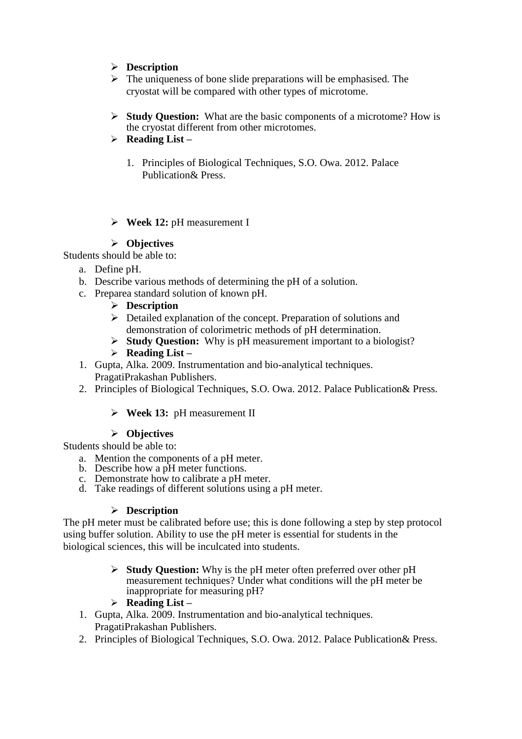- **Description**
- The uniqueness of bone slide preparations will be emphasised. The cryostat will be compared with other types of microtome.

- **Study Question:** What are the basic components of a microtome? How is the cryostat different from other microtomes.
- **Reading List –**

1. Principles of Biological Techniques, S.O. Owa. 2012. Palace Publication& Press.

- **Week 12:** pH measurement I

- **Objectives**

Students should be able to:

a. Define pH.
b. Describe various methods of determining the pH of a solution.
c. Preparea standard solution of known pH.

- **Description**
- Detailed explanation of the concept. Preparation of solutions and demonstration of colorimetric methods of pH determination.
- **Study Question:** Why is pH measurement important to a biologist?
- **Reading List –**

1. Gupta, Alka. 2009. Instrumentation and bio-analytical techniques. PragatiPrakashan Publishers.
2. Principles of Biological Techniques, S.O. Owa. 2012. Palace Publication& Press.

- **Week 13:** pH measurement II

- **Objectives**

Students should be able to:

a. Mention the components of a pH meter.
b. Describe how a pH meter functions.
c. Demonstrate how to calibrate a pH meter.
d. Take readings of different solutions using a pH meter.

- **Description**

The pH meter must be calibrated before use; this is done following a step by step protocol using buffer solution. Ability to use the pH meter is essential for students in the biological sciences, this will be inculcated into students.

- **Study Question:** Why is the pH meter often preferred over other pH measurement techniques? Under what conditions will the pH meter be inappropriate for measuring pH?
- **Reading List –**

1. Gupta, Alka. 2009. Instrumentation and bio-analytical techniques. PragatiPrakashan Publishers.
2. Principles of Biological Techniques, S.O. Owa. 2012. Palace Publication& Press.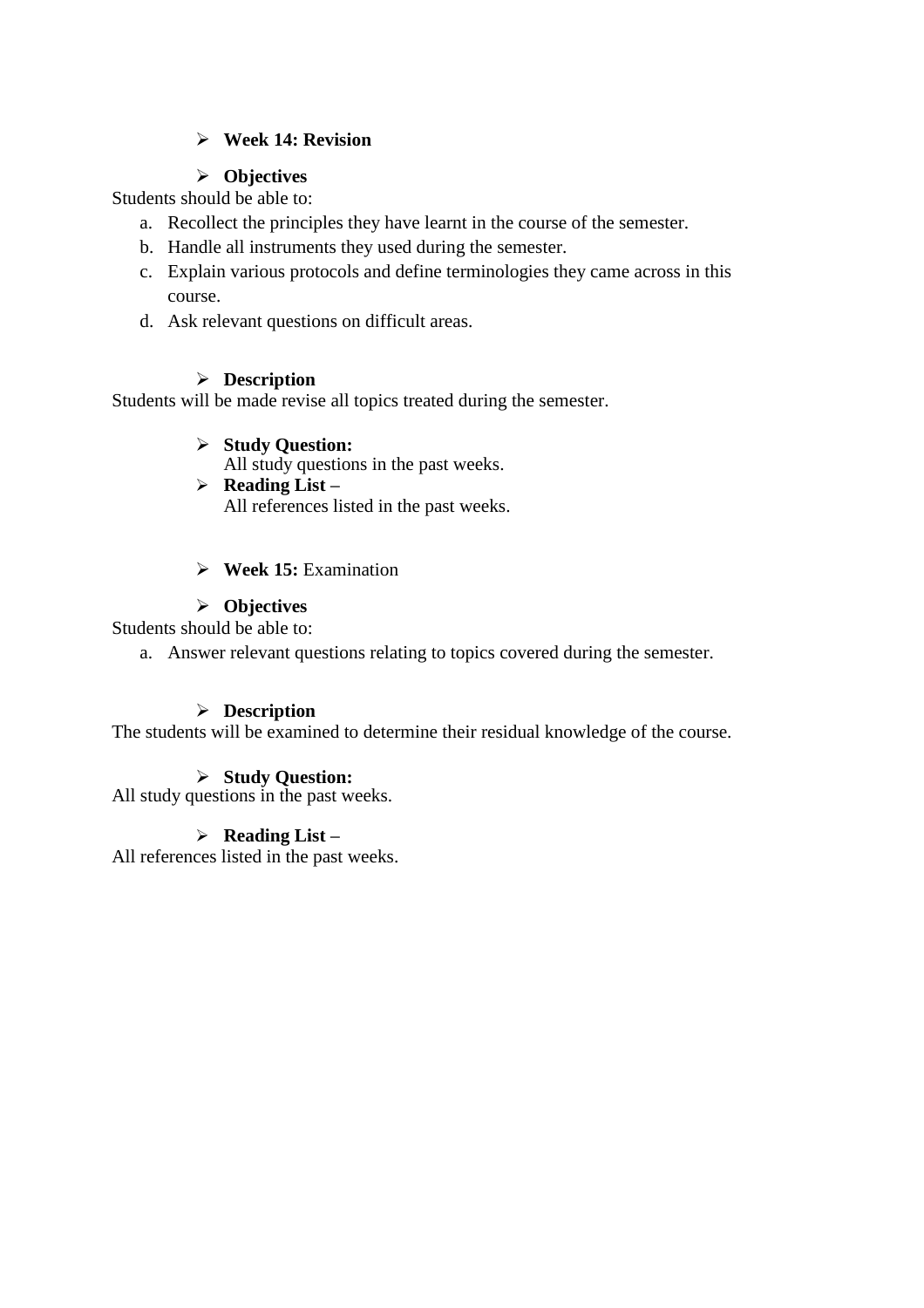- **Week 14: Revision**

- **Objectives**

Students should be able to:

a. Recollect the principles they have learnt in the course of the semester.
b. Handle all instruments they used during the semester.
c. Explain various protocols and define terminologies they came across in this course.
d. Ask relevant questions on difficult areas.

- **Description**

Students will be made revise all topics treated during the semester.

- **Study Question:**
  All study questions in the past weeks.
- **Reading List –**
  All references listed in the past weeks.

- **Week 15:** Examination

- **Objectives**

Students should be able to:

a. Answer relevant questions relating to topics covered during the semester.

- **Description**

The students will be examined to determine their residual knowledge of the course.

- **Study Question:**

All study questions in the past weeks.

- **Reading List –**

All references listed in the past weeks.